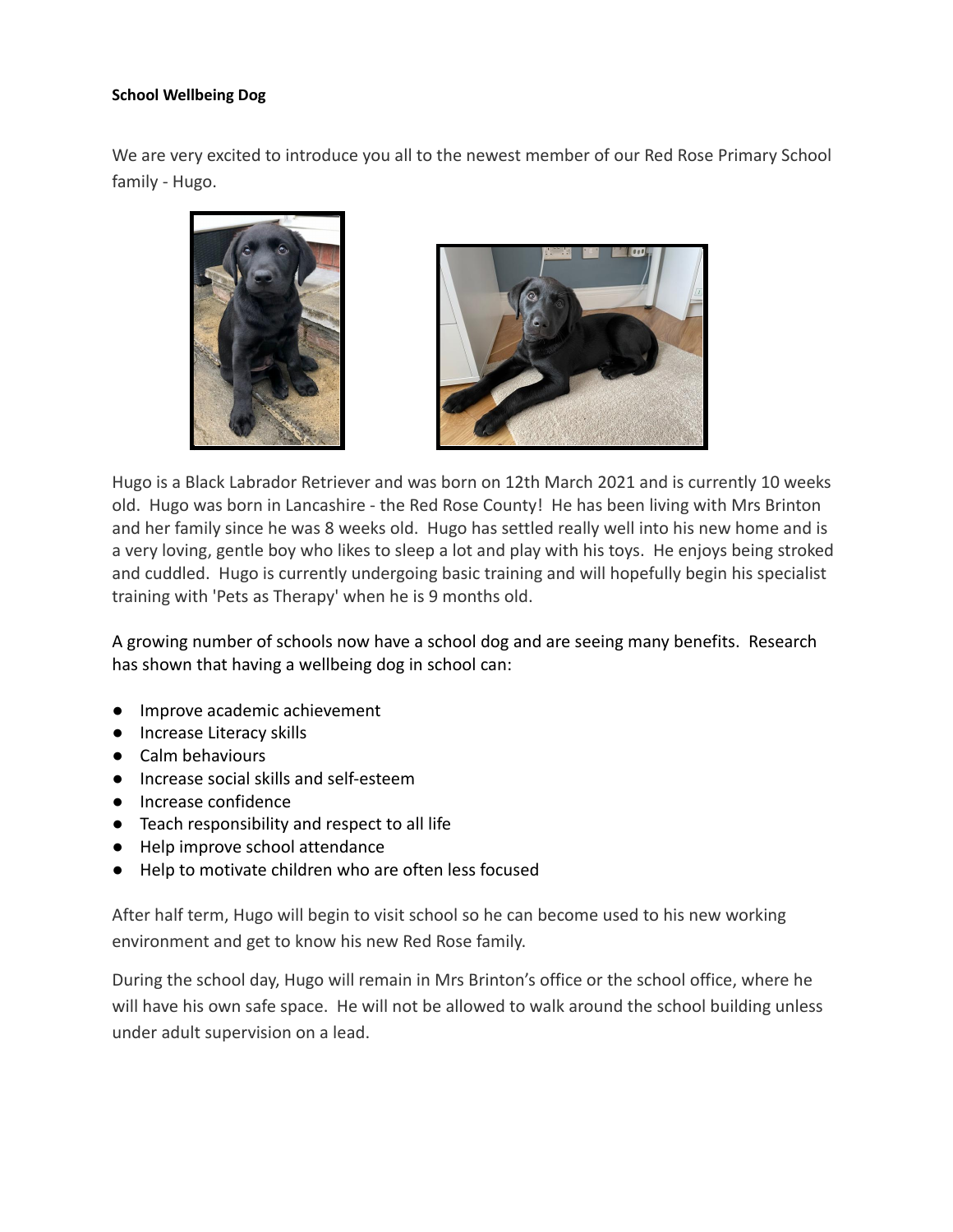**School Wellbeing Dog**

We are very excited to introduce you all to the newest member of our Red Rose Primary School family - Hugo.

Hugo is a Black Labrador Retriever and was born on 12th March 2021 and is currently 10 weeks old. Hugo was born in Lancashire - the Red Rose County! He has been living with Mrs Brinton and her family since he was 8 weeks old. Hugo has settled really well into his new home and is a very loving, gentle boy who likes to sleep a lot and play with his toys. He enjoys being stroked and cuddled. Hugo is currently undergoing basic training and will hopefully begin his specialist training with 'Pets as Therapy' when he is 9 months old.

A growing number of schools now have a school dog and are seeing many benefits. Research has shown that having a wellbeing dog in school can:

- Improve academic achievement
- Increase Literacy skills
- Calm behaviours
- Increase social skills and self-esteem
- Increase confidence
- Teach responsibility and respect to all life
- Help improve school attendance
- Help to motivate children who are often less focused

After half term, Hugo will begin to visit school so he can become used to his new working environment and get to know his new Red Rose family.

During the school day, Hugo will remain in Mrs Brinton's office or the school office, where he will have his own safe space. He will not be allowed to walk around the school building unless under adult supervision on a lead.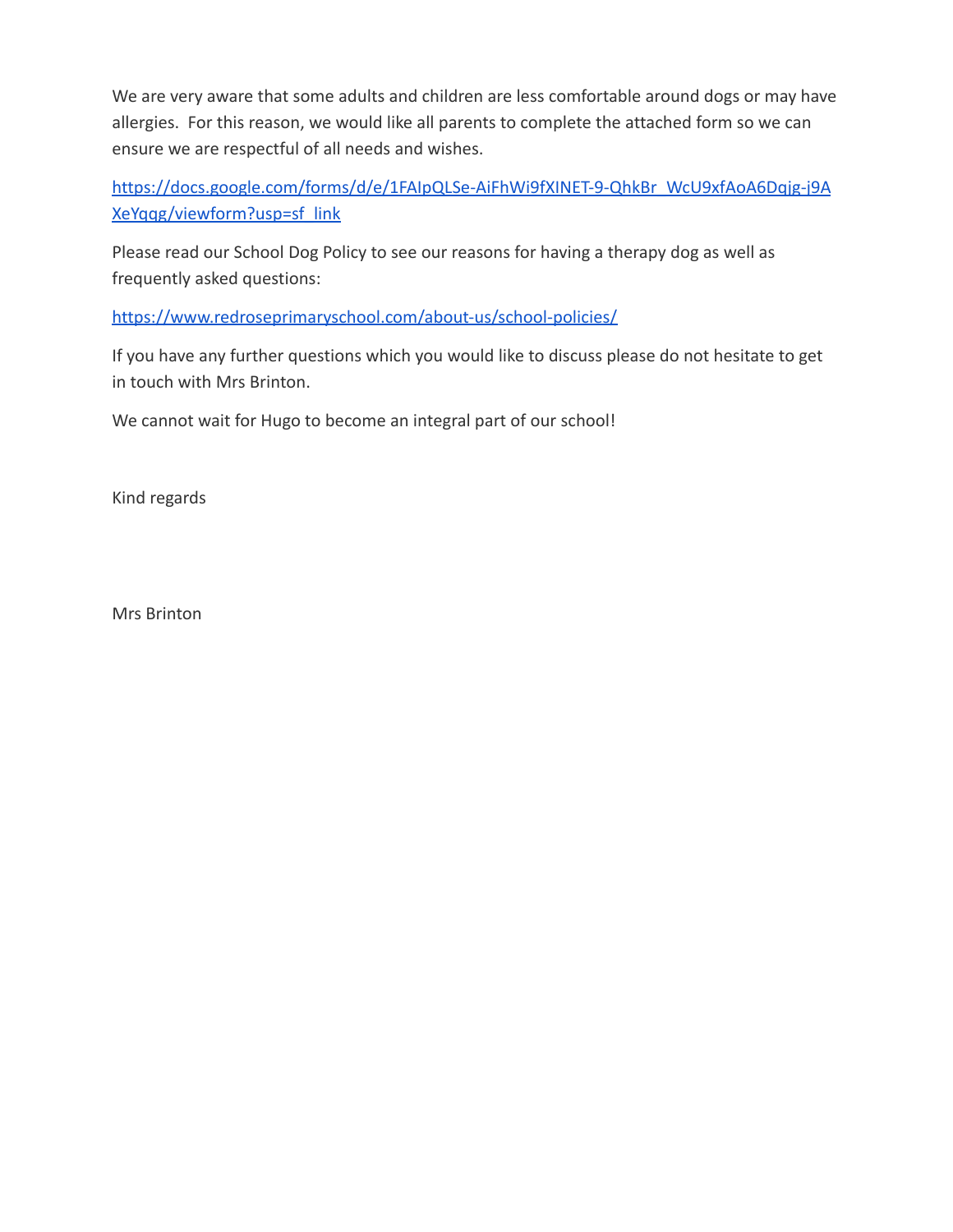We are very aware that some adults and children are less comfortable around dogs or may have allergies.  For this reason, we would like all parents to complete the attached form so we can ensure we are respectful of all needs and wishes.

https://docs.google.com/forms/d/e/1FAIpQLSe-AiFhWi9fXINET-9-QhkBr_WcU9xfAoA6Dqjg-j9AXeYqqg/viewform?usp=sf_link

Please read our School Dog Policy to see our reasons for having a therapy dog as well as frequently asked questions:

https://www.redroseprimaryschool.com/about-us/school-policies/

If you have any further questions which you would like to discuss please do not hesitate to get in touch with Mrs Brinton.

We cannot wait for Hugo to become an integral part of our school!

Kind regards

Mrs Brinton